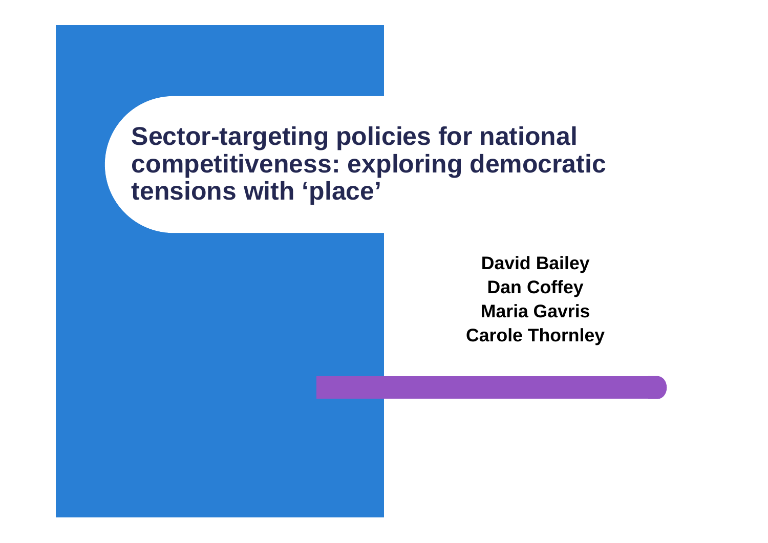# Sector-targeting policies for national competitiveness: exploring democratic tensions with 'place'

**David Bailey**
**Dan Coffey**
**Maria Gavris**
**Carole Thornley**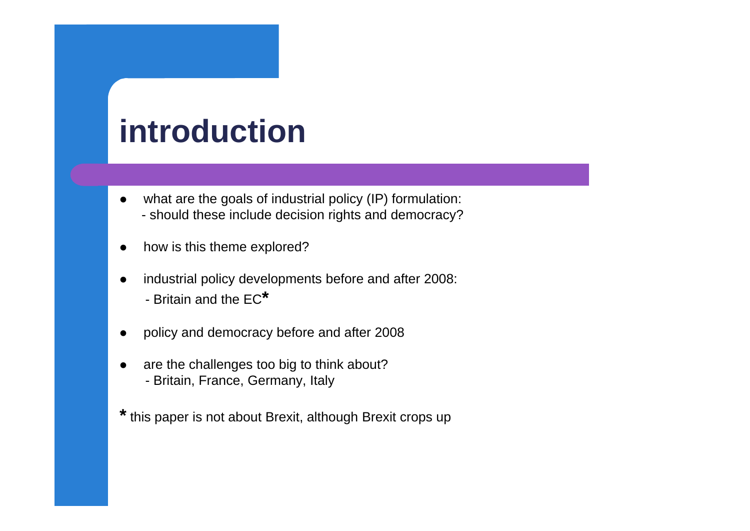# introduction

- what are the goals of industrial policy (IP) formulation:
  - should these include decision rights and democracy?
- how is this theme explored?
- industrial policy developments before and after 2008:
  - Britain and the EC*
- policy and democracy before and after 2008
- are the challenges too big to think about?
  - Britain, France, Germany, Italy

* this paper is not about Brexit, although Brexit crops up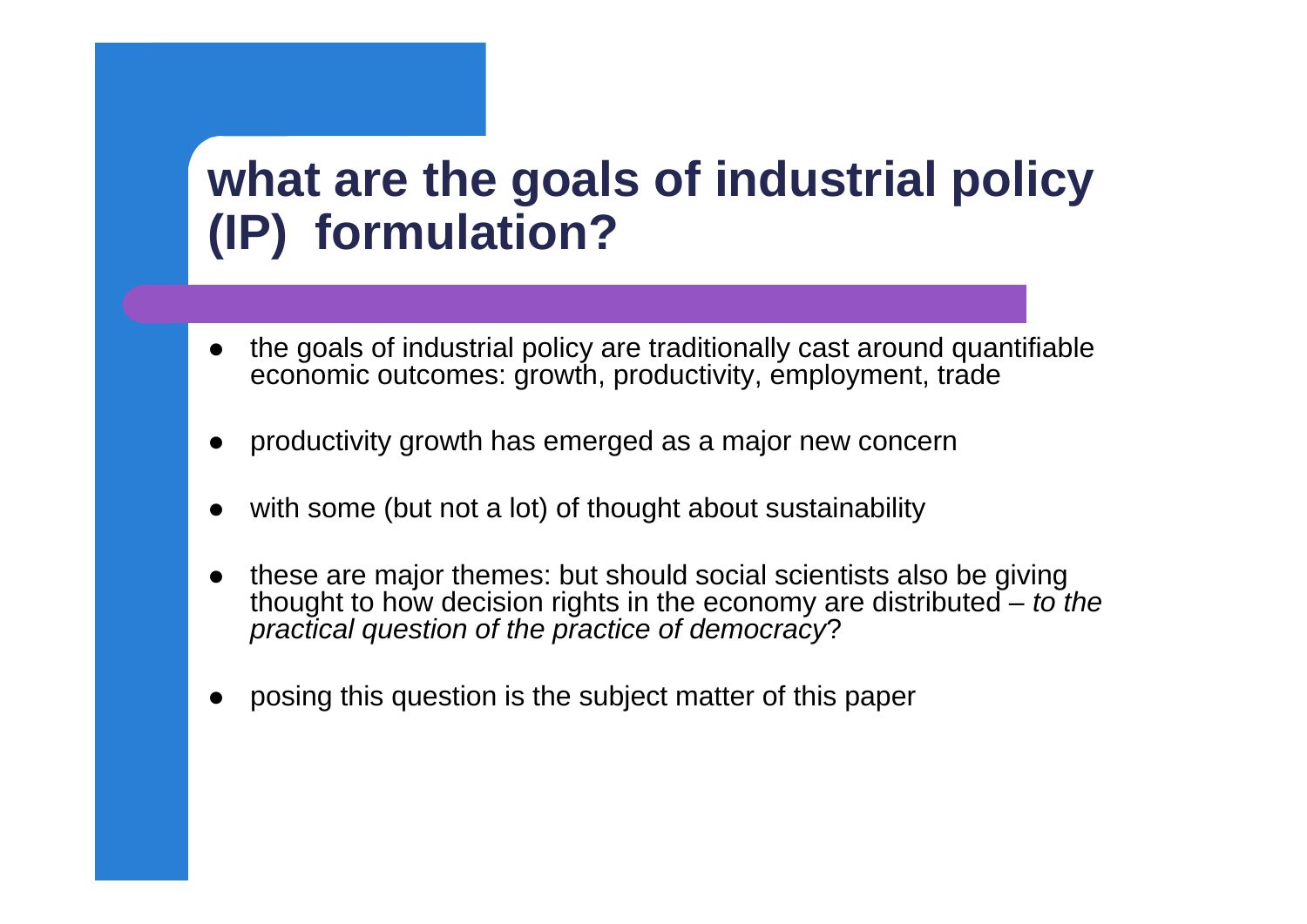# what are the goals of industrial policy (IP) formulation?

- the goals of industrial policy are traditionally cast around quantifiable economic outcomes: growth, productivity, employment, trade
- productivity growth has emerged as a major new concern
- with some (but not a lot) of thought about sustainability
- these are major themes: but should social scientists also be giving thought to how decision rights in the economy are distributed – *to the practical question of the practice of democracy*?
- posing this question is the subject matter of this paper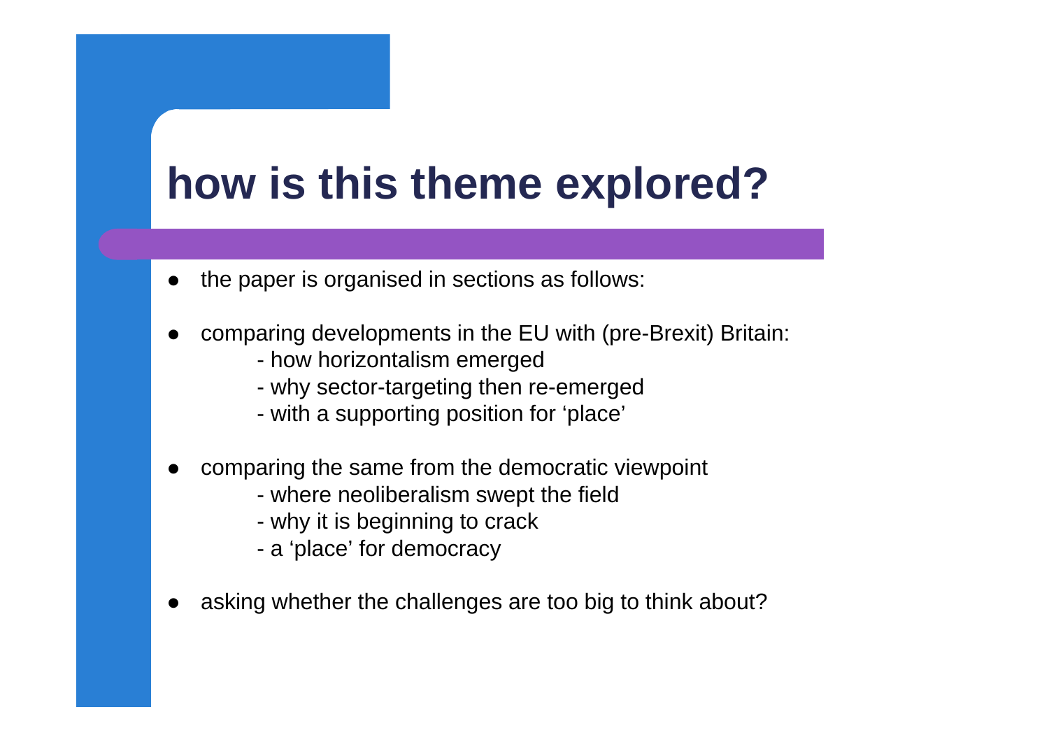# how is this theme explored?

- the paper is organised in sections as follows:

- comparing developments in the EU with (pre-Brexit) Britain:
  - how horizontalism emerged
  - why sector-targeting then re-emerged
  - with a supporting position for ‘place’

- comparing the same from the democratic viewpoint
  - where neoliberalism swept the field
  - why it is beginning to crack
  - a ‘place’ for democracy

- asking whether the challenges are too big to think about?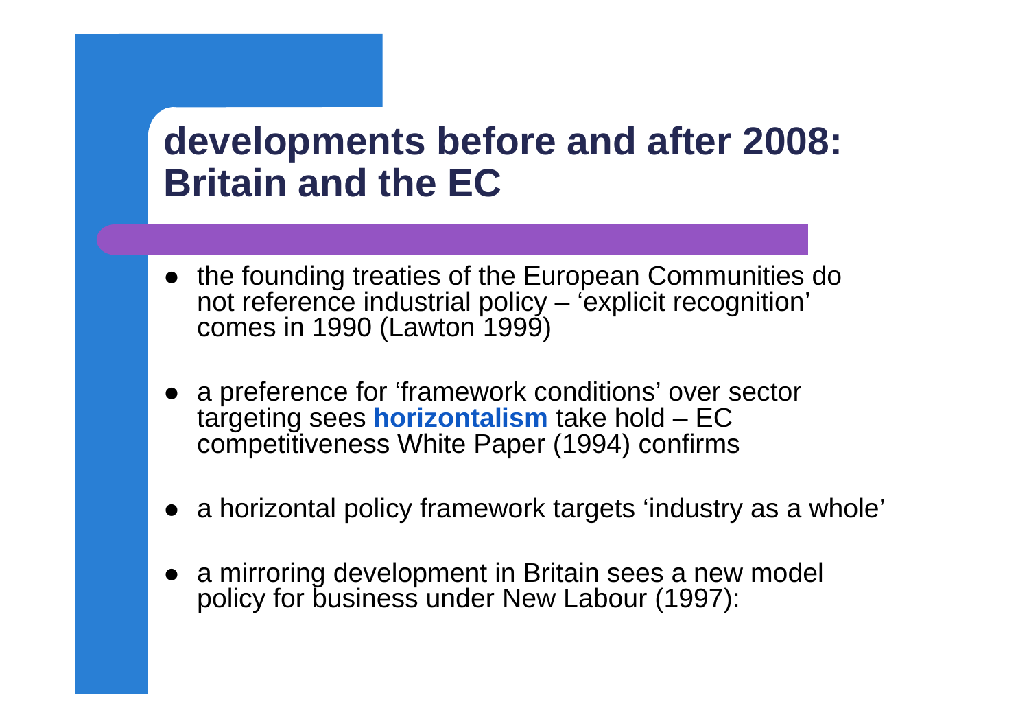# developments before and after 2008: Britain and the EC

- the founding treaties of the European Communities do not reference industrial policy – 'explicit recognition' comes in 1990 (Lawton 1999)
- a preference for 'framework conditions' over sector targeting sees **horizontalism** take hold – EC competitiveness White Paper (1994) confirms
- a horizontal policy framework targets 'industry as a whole'
- a mirroring development in Britain sees a new model policy for business under New Labour (1997):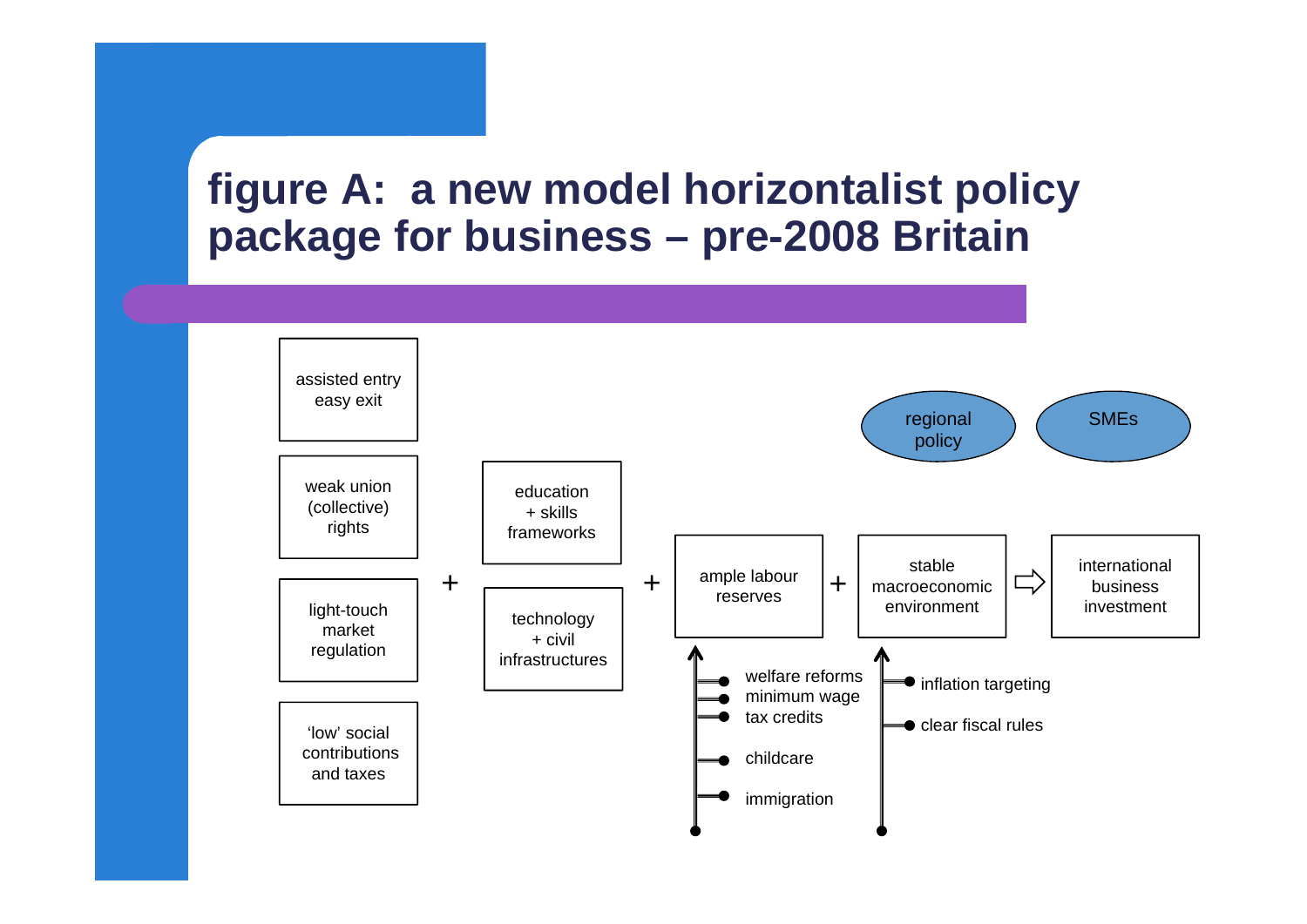# figure A: a new model horizontalist policy package for business – pre-2008 Britain

assisted entry easy exit

weak union (collective) rights

light-touch market regulation

'low' social contributions and taxes

+

education + skills frameworks

technology + civil infrastructures

+

ample labour reserves

- welfare reforms
- minimum wage
- tax credits
- childcare
- immigration

+

stable macroeconomic environment

- inflation targeting
- clear fiscal rules

⇨

international business investment

regional policy

SMEs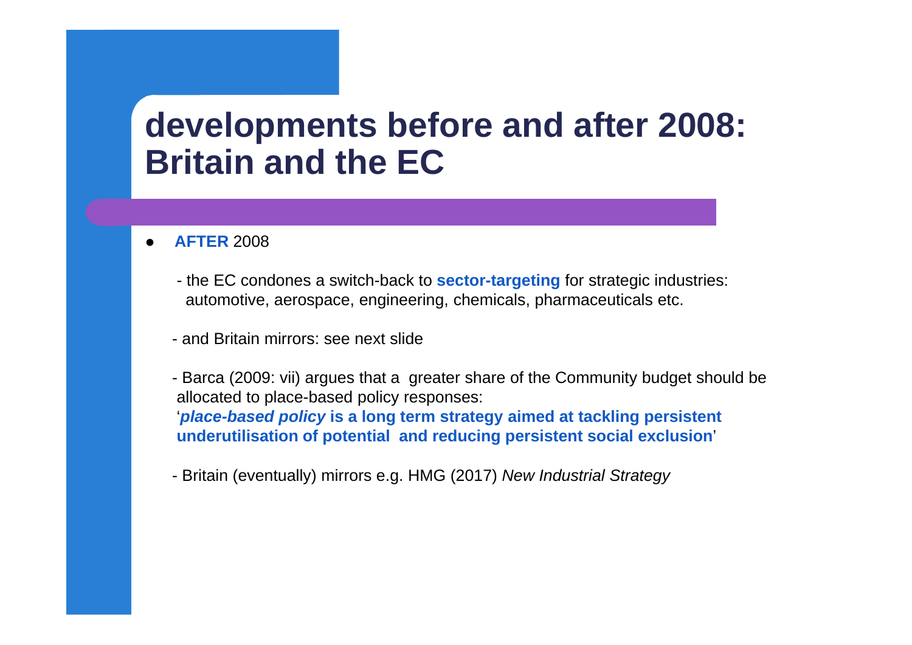# developments before and after 2008: Britain and the EC

- **AFTER** 2008

  - the EC condones a switch-back to **sector-targeting** for strategic industries: automotive, aerospace, engineering, chemicals, pharmaceuticals etc.

  - and Britain mirrors: see next slide

  - Barca (2009: vii) argues that a greater share of the Community budget should be allocated to place-based policy responses:
  '***place-based policy*** **is a long term strategy aimed at tackling persistent underutilisation of potential and reducing persistent social exclusion**'

  - Britain (eventually) mirrors e.g. HMG (2017) *New Industrial Strategy*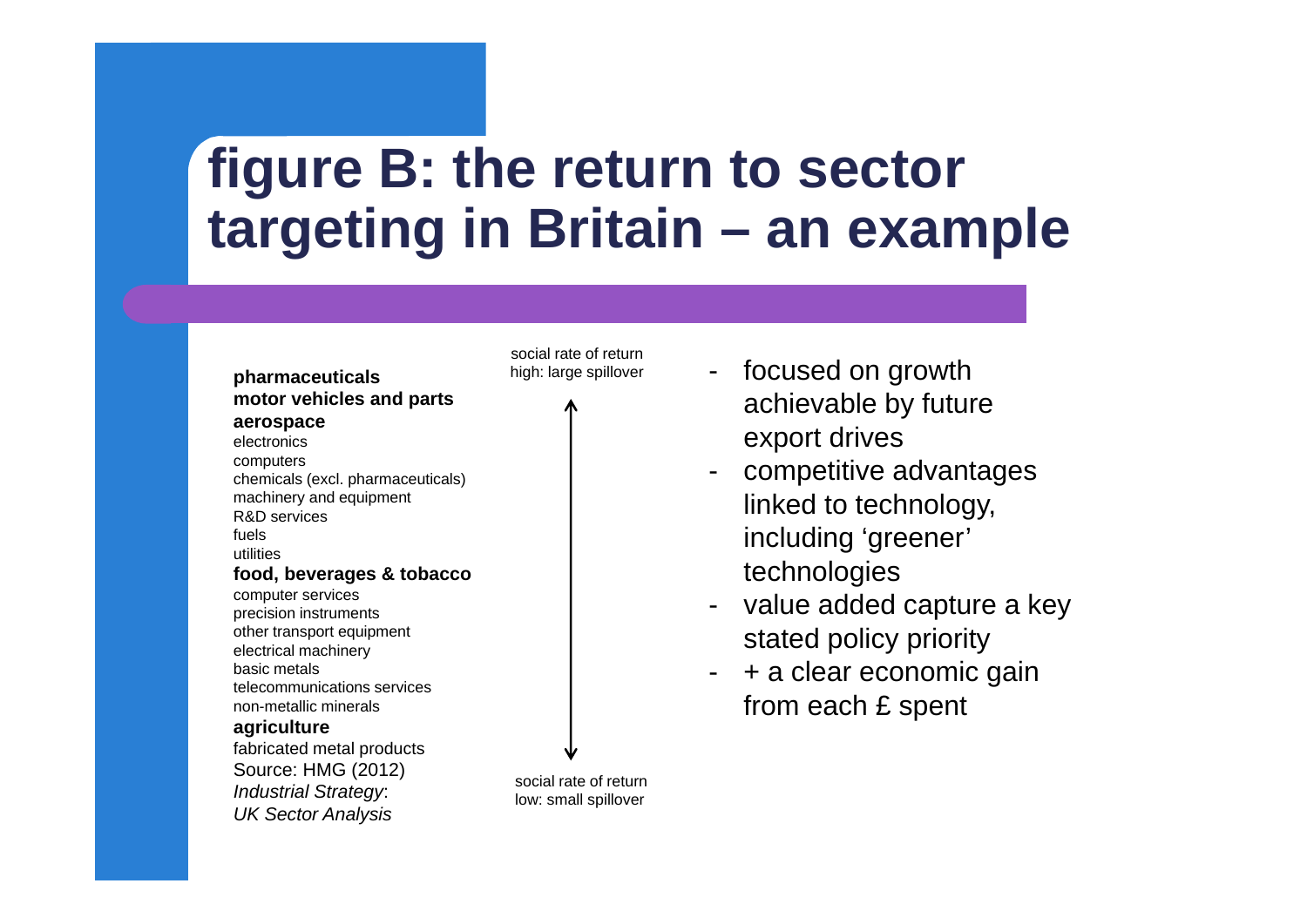# figure B: the return to sector targeting in Britain – an example

social rate of return
high: large spillover

**pharmaceuticals**
**motor vehicles and parts**
**aerospace**
electronics
computers
chemicals (excl. pharmaceuticals)
machinery and equipment
R&D services
fuels
utilities
**food, beverages & tobacco**
computer services
precision instruments
other transport equipment
electrical machinery
basic metals
telecommunications services
non-metallic minerals
**agriculture**
fabricated metal products

social rate of return
low: small spillover

Source: HMG (2012) *Industrial Strategy*: *UK Sector Analysis*

- focused on growth achievable by future export drives
- competitive advantages linked to technology, including 'greener' technologies
- value added capture a key stated policy priority
- + a clear economic gain from each £ spent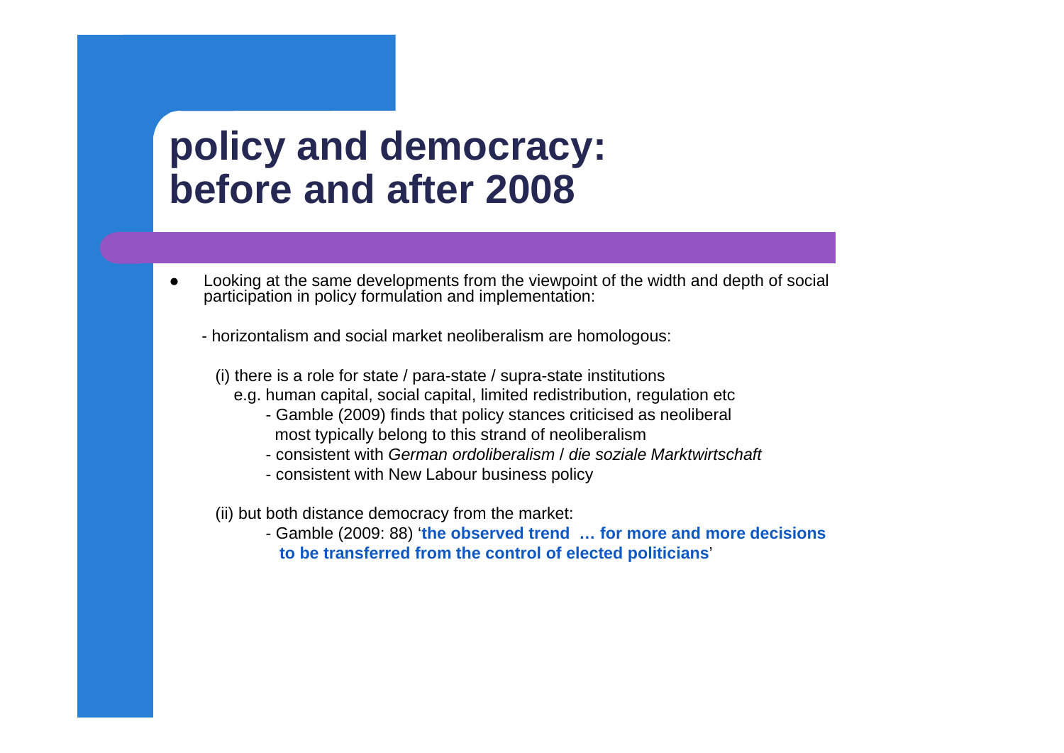# policy and democracy: before and after 2008

- Looking at the same developments from the viewpoint of the width and depth of social participation in policy formulation and implementation:

  - horizontalism and social market neoliberalism are homologous:

    (i) there is a role for state / para-state / supra-state institutions
    e.g. human capital, social capital, limited redistribution, regulation etc
      - Gamble (2009) finds that policy stances criticised as neoliberal most typically belong to this strand of neoliberalism
      - consistent with *German ordoliberalism* / *die soziale Marktwirtschaft*
      - consistent with New Labour business policy

    (ii) but both distance democracy from the market:
      - Gamble (2009: 88) '**the observed trend … for more and more decisions to be transferred from the control of elected politicians**'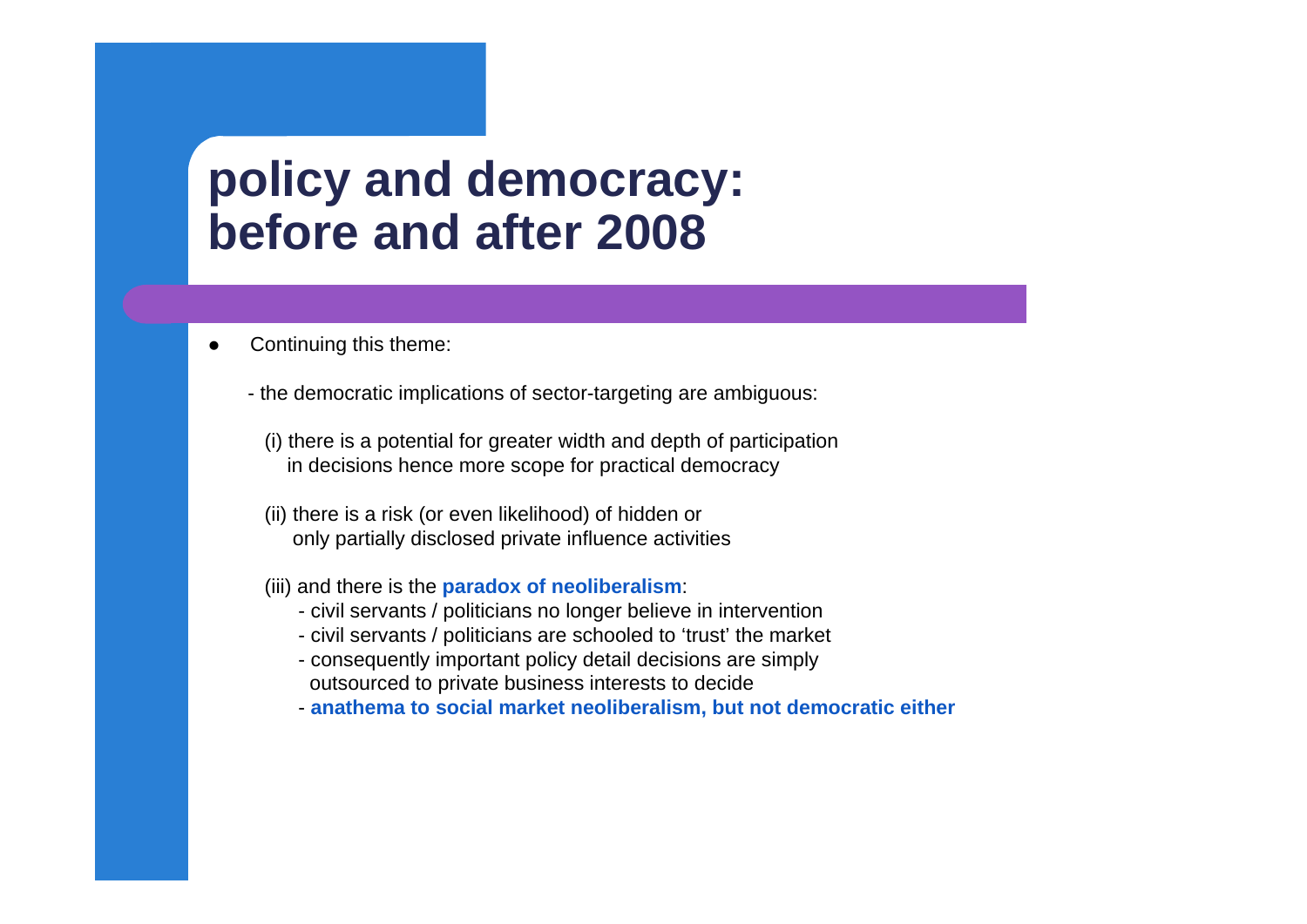# policy and democracy: before and after 2008

- Continuing this theme:

  - the democratic implications of sector-targeting are ambiguous:

    (i) there is a potential for greater width and depth of participation in decisions hence more scope for practical democracy

    (ii) there is a risk (or even likelihood) of hidden or only partially disclosed private influence activities

    (iii) and there is the **paradox of neoliberalism**:
      - civil servants / politicians no longer believe in intervention
      - civil servants / politicians are schooled to ‘trust’ the market
      - consequently important policy detail decisions are simply outsourced to private business interests to decide
      - **anathema to social market neoliberalism, but not democratic either**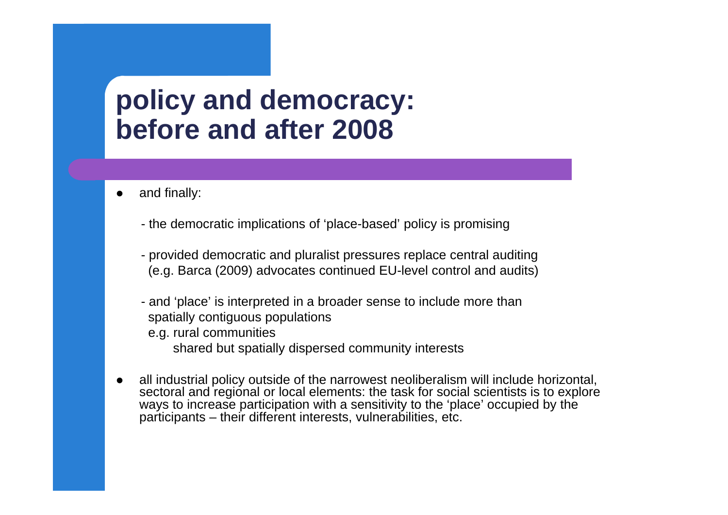# policy and democracy: before and after 2008

- and finally:

  - the democratic implications of 'place-based' policy is promising

  - provided democratic and pluralist pressures replace central auditing (e.g. Barca (2009) advocates continued EU-level control and audits)

  - and 'place' is interpreted in a broader sense to include more than spatially contiguous populations
    e.g. rural communities
    shared but spatially dispersed community interests

- all industrial policy outside of the narrowest neoliberalism will include horizontal, sectoral and regional or local elements: the task for social scientists is to explore ways to increase participation with a sensitivity to the 'place' occupied by the participants – their different interests, vulnerabilities, etc.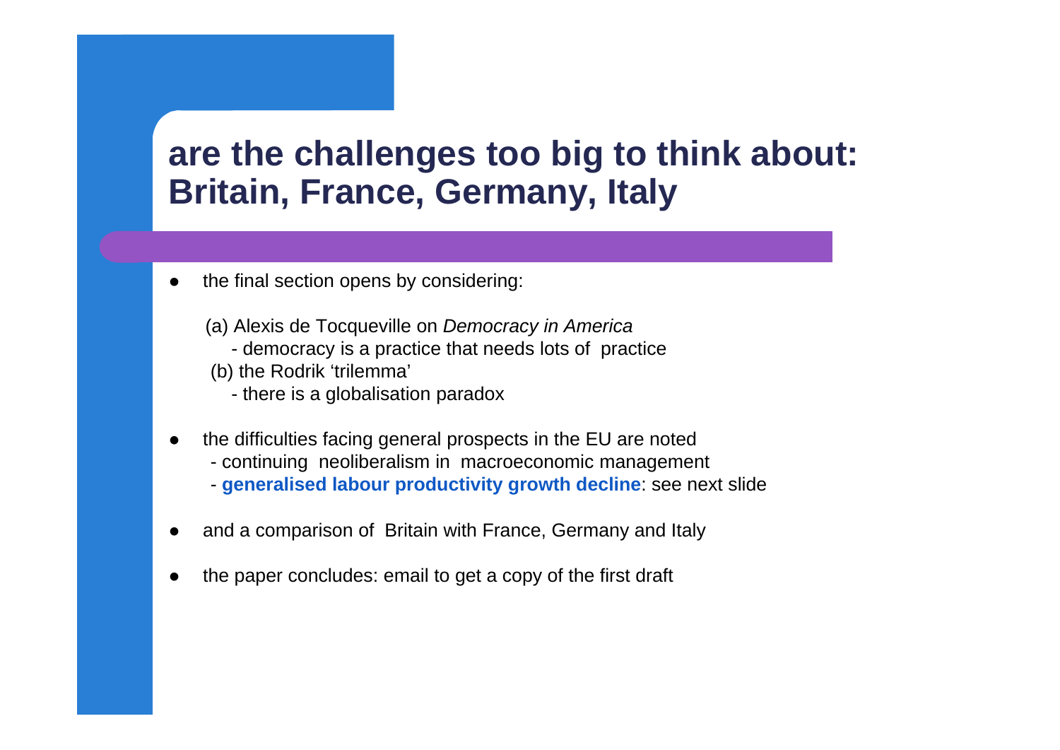# are the challenges too big to think about: Britain, France, Germany, Italy

- the final section opens by considering:

  (a) Alexis de Tocqueville on *Democracy in America*
  - democracy is a practice that needs lots of practice

  (b) the Rodrik 'trilemma'
  - there is a globalisation paradox

- the difficulties facing general prospects in the EU are noted
  - continuing neoliberalism in macroeconomic management
  - **generalised labour productivity growth decline**: see next slide

- and a comparison of Britain with France, Germany and Italy

- the paper concludes: email to get a copy of the first draft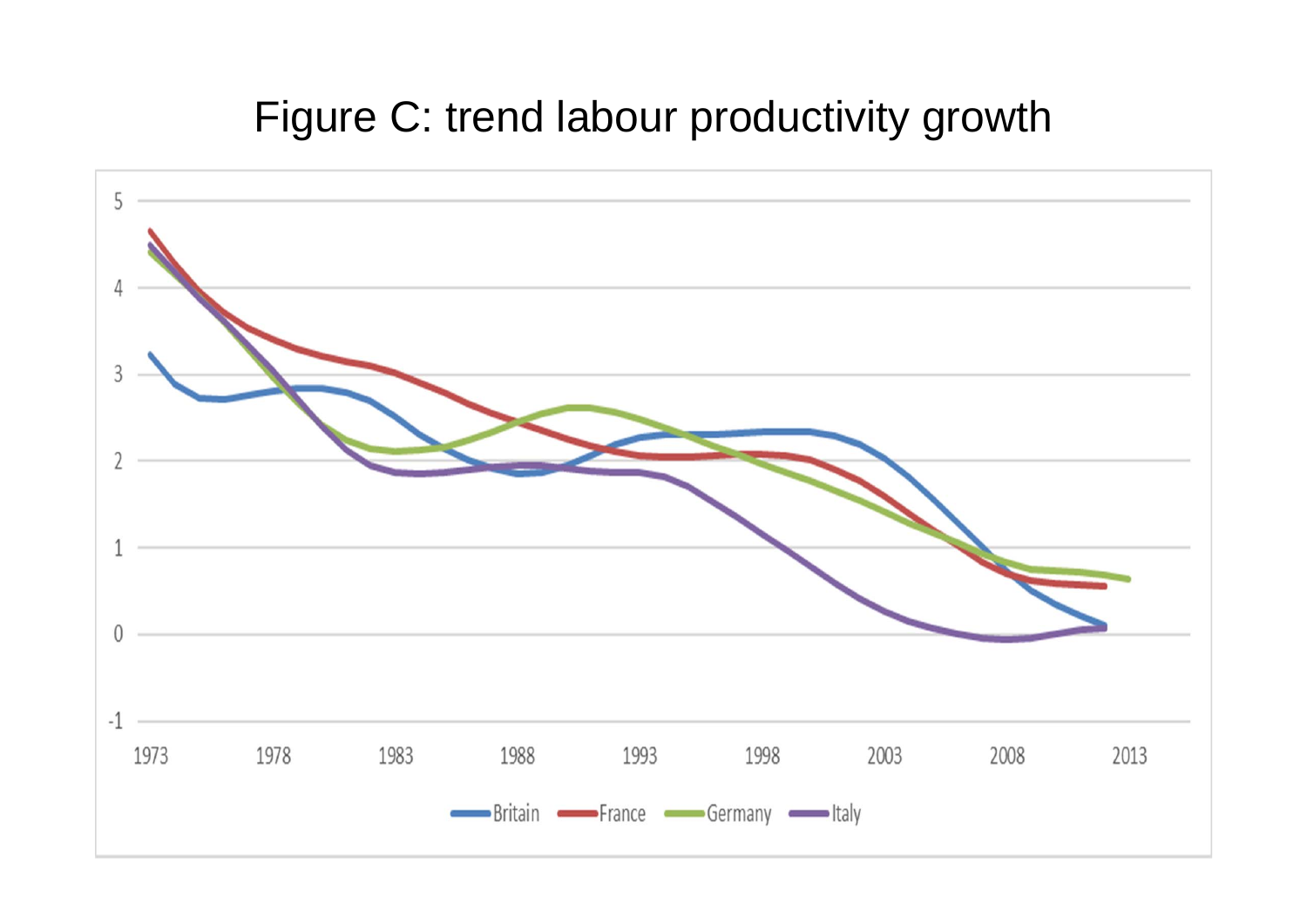# Figure C: trend labour productivity growth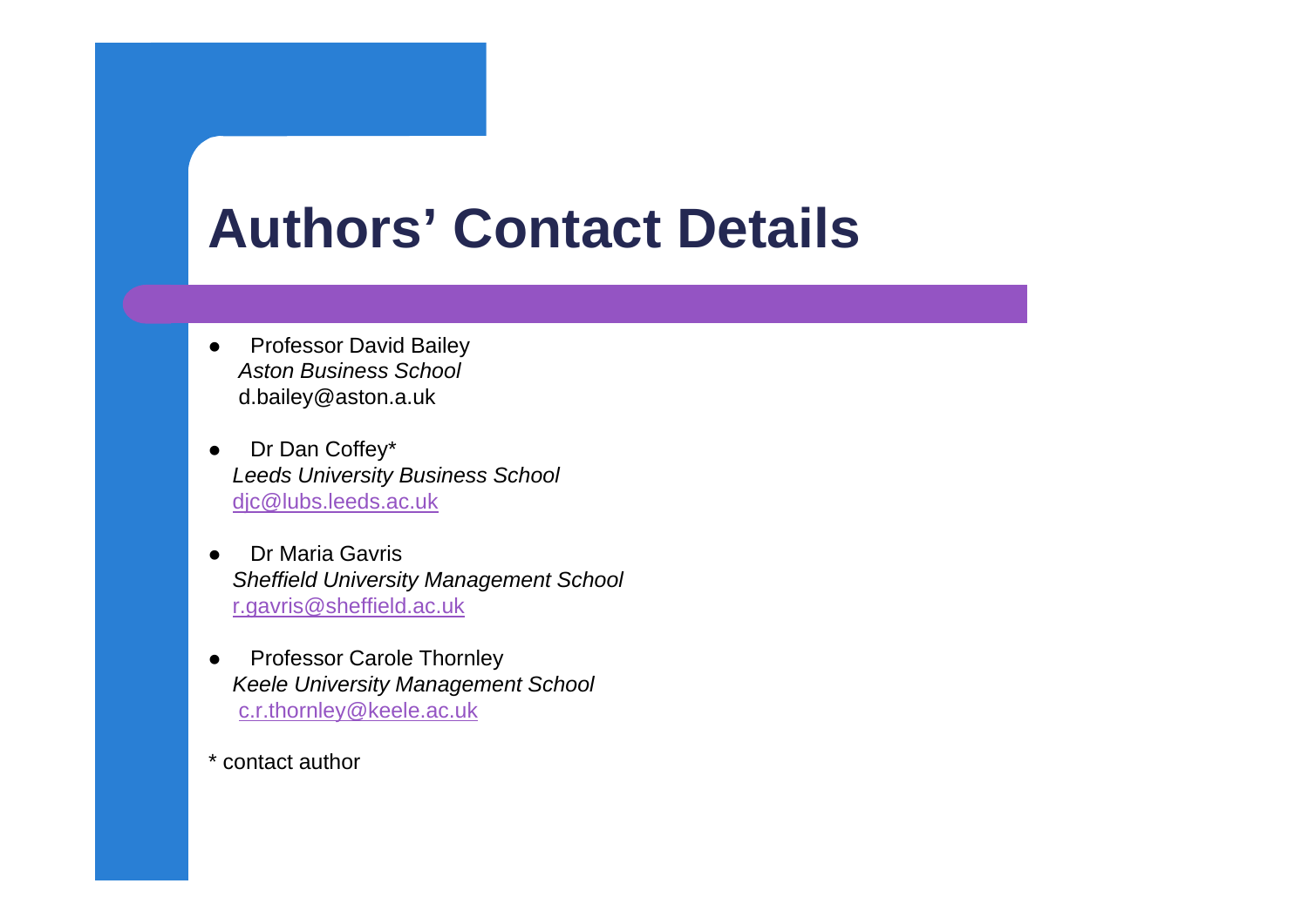# Authors' Contact Details

- Professor David Bailey
  *Aston Business School*
  d.bailey@aston.a.uk

- Dr Dan Coffey*
  *Leeds University Business School*
  djc@lubs.leeds.ac.uk

- Dr Maria Gavris
  *Sheffield University Management School*
  r.gavris@sheffield.ac.uk

- Professor Carole Thornley
  *Keele University Management School*
  c.r.thornley@keele.ac.uk

* contact author